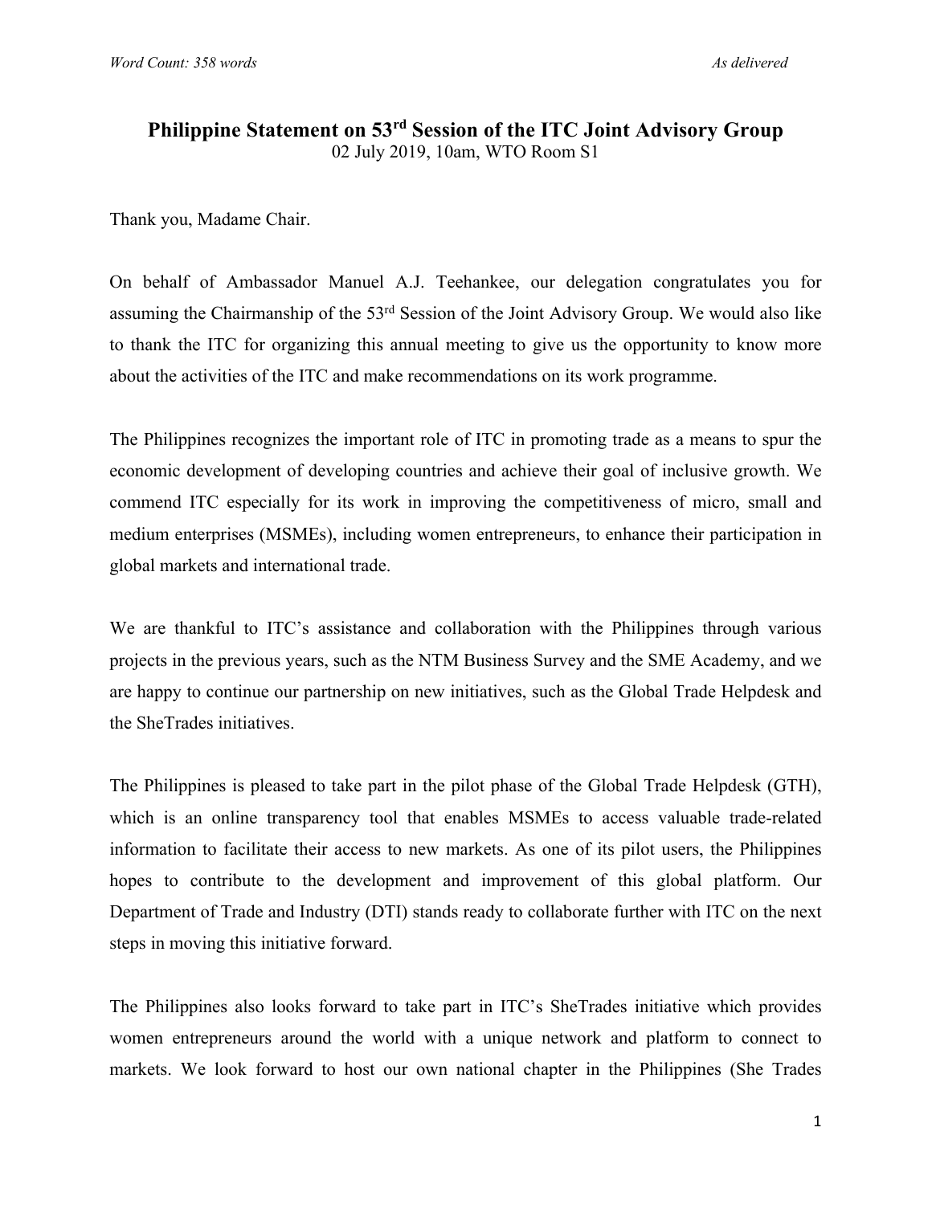*Word Count: 358 words* *As delivered*

# Philippine Statement on 53rd Session of the ITC Joint Advisory Group

02 July 2019, 10am, WTO Room S1

Thank you, Madame Chair.

On behalf of Ambassador Manuel A.J. Teehankee, our delegation congratulates you for assuming the Chairmanship of the 53rd Session of the Joint Advisory Group. We would also like to thank the ITC for organizing this annual meeting to give us the opportunity to know more about the activities of the ITC and make recommendations on its work programme.

The Philippines recognizes the important role of ITC in promoting trade as a means to spur the economic development of developing countries and achieve their goal of inclusive growth. We commend ITC especially for its work in improving the competitiveness of micro, small and medium enterprises (MSMEs), including women entrepreneurs, to enhance their participation in global markets and international trade.

We are thankful to ITC's assistance and collaboration with the Philippines through various projects in the previous years, such as the NTM Business Survey and the SME Academy, and we are happy to continue our partnership on new initiatives, such as the Global Trade Helpdesk and the SheTrades initiatives.

The Philippines is pleased to take part in the pilot phase of the Global Trade Helpdesk (GTH), which is an online transparency tool that enables MSMEs to access valuable trade-related information to facilitate their access to new markets. As one of its pilot users, the Philippines hopes to contribute to the development and improvement of this global platform. Our Department of Trade and Industry (DTI) stands ready to collaborate further with ITC on the next steps in moving this initiative forward.

The Philippines also looks forward to take part in ITC's SheTrades initiative which provides women entrepreneurs around the world with a unique network and platform to connect to markets. We look forward to host our own national chapter in the Philippines (She Trades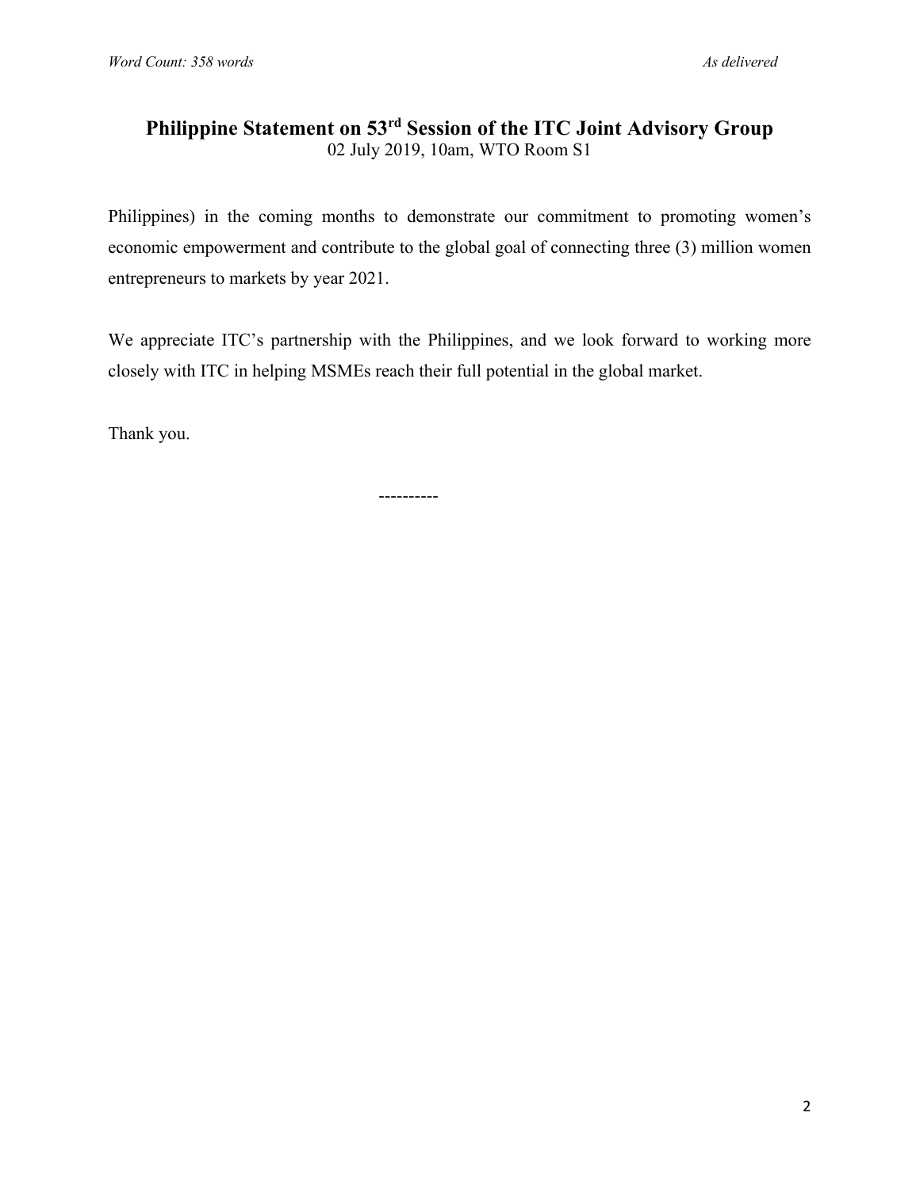Philippines) in the coming months to demonstrate our commitment to promoting women's economic empowerment and contribute to the global goal of connecting three (3) million women entrepreneurs to markets by year 2021.

We appreciate ITC's partnership with the Philippines, and we look forward to working more closely with ITC in helping MSMEs reach their full potential in the global market.

Thank you.

----------